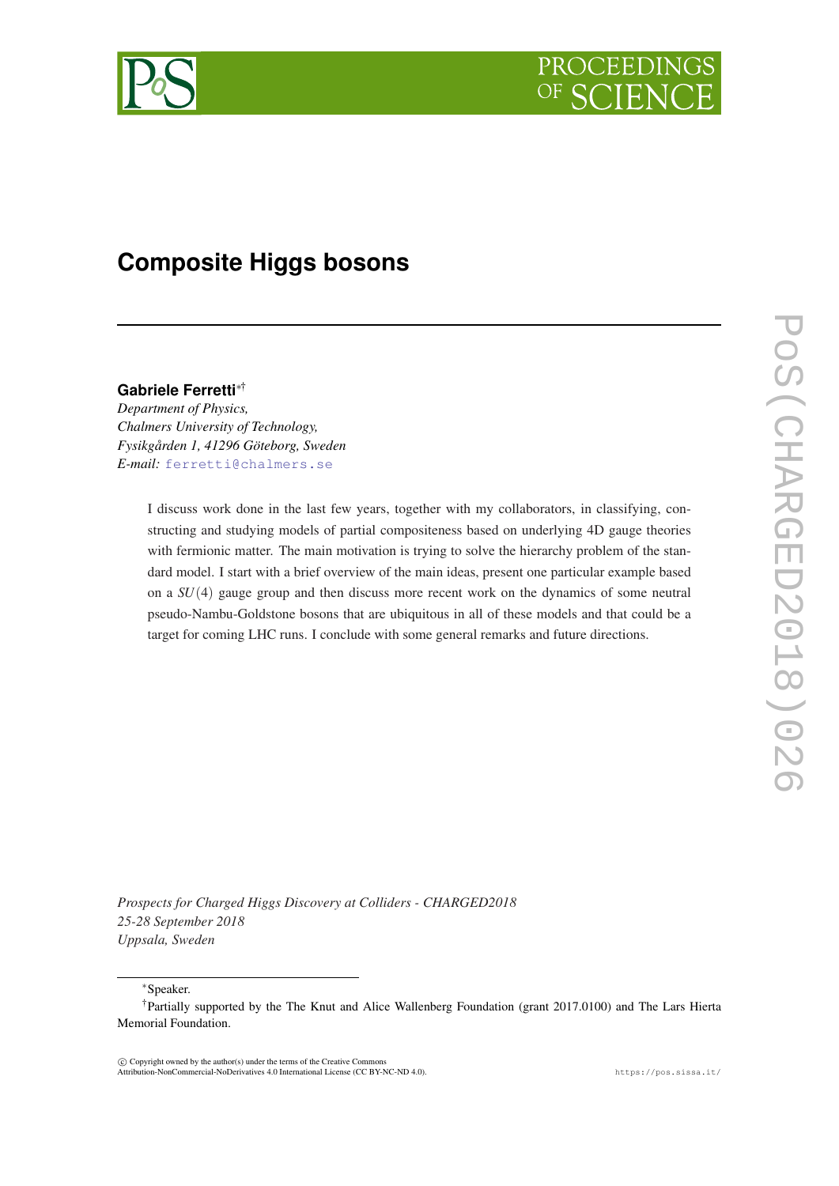# Composite Higgs bosons

**Gabriele Ferretti**[*][†]

*Department of Physics,*
*Chalmers University of Technology,*
*Fysikgården 1, 41296 Göteborg, Sweden*
*E-mail:* ferretti@chalmers.se

I discuss work done in the last few years, together with my collaborators, in classifying, constructing and studying models of partial compositeness based on underlying 4D gauge theories with fermionic matter. The main motivation is trying to solve the hierarchy problem of the standard model. I start with a brief overview of the main ideas, present one particular example based on a $SU(4)$ gauge group and then discuss more recent work on the dynamics of some neutral pseudo-Nambu-Goldstone bosons that are ubiquitous in all of these models and that could be a target for coming LHC runs. I conclude with some general remarks and future directions.

*Prospects for Charged Higgs Discovery at Colliders - CHARGED2018*
*25-28 September 2018*
*Uppsala, Sweden*

[*]Speaker.

[†]Partially supported by the The Knut and Alice Wallenberg Foundation (grant 2017.0100) and The Lars Hierta Memorial Foundation.

© Copyright owned by the author(s) under the terms of the Creative Commons Attribution-NonCommercial-NoDerivatives 4.0 International License (CC BY-NC-ND 4.0).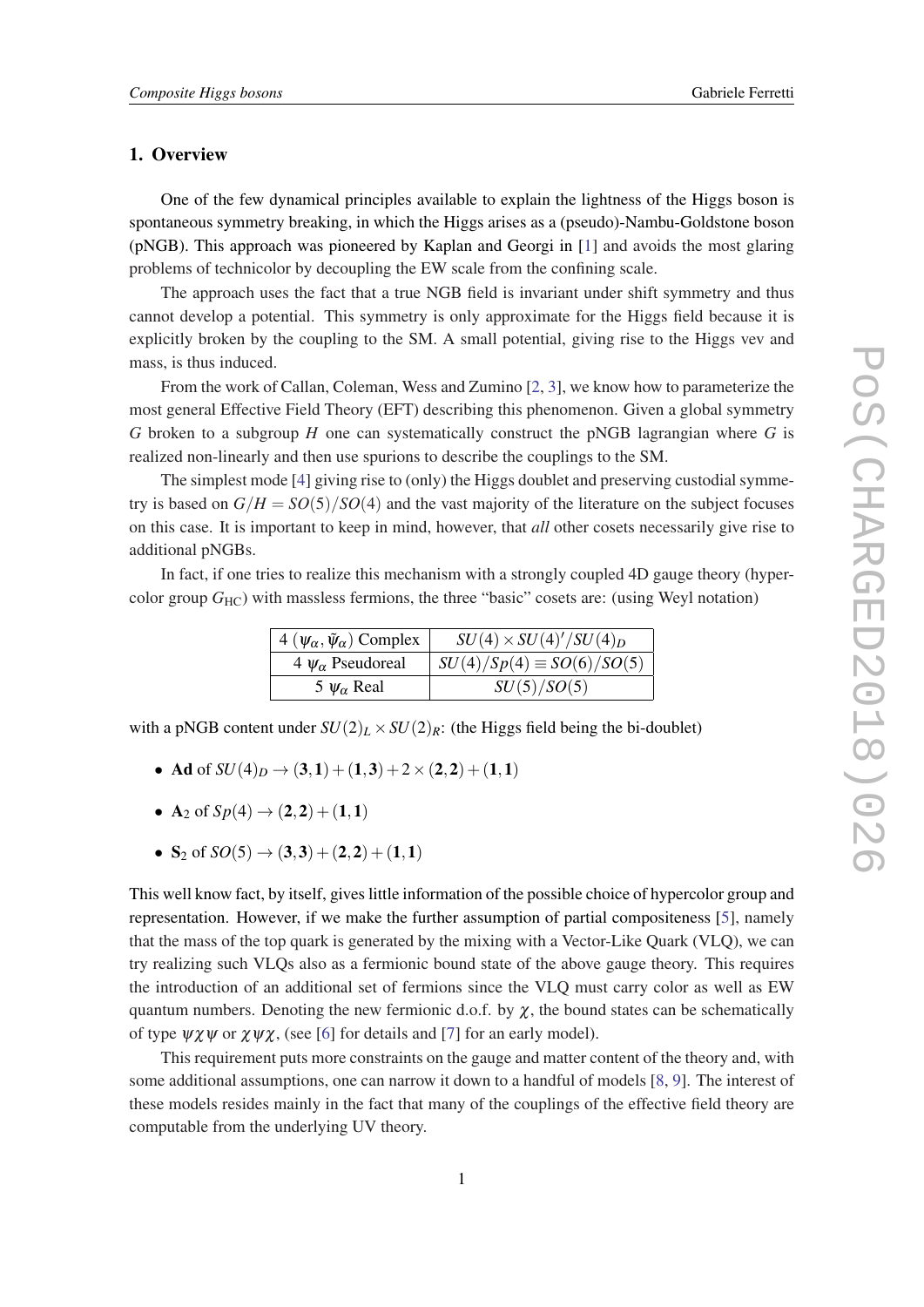## 1. Overview

One of the few dynamical principles available to explain the lightness of the Higgs boson is spontaneous symmetry breaking, in which the Higgs arises as a (pseudo)-Nambu-Goldstone boson (pNGB). This approach was pioneered by Kaplan and Georgi in [1] and avoids the most glaring problems of technicolor by decoupling the EW scale from the confining scale.

The approach uses the fact that a true NGB field is invariant under shift symmetry and thus cannot develop a potential. This symmetry is only approximate for the Higgs field because it is explicitly broken by the coupling to the SM. A small potential, giving rise to the Higgs vev and mass, is thus induced.

From the work of Callan, Coleman, Wess and Zumino [2, 3], we know how to parameterize the most general Effective Field Theory (EFT) describing this phenomenon. Given a global symmetry $G$ broken to a subgroup $H$ one can systematically construct the pNGB lagrangian where $G$ is realized non-linearly and then use spurions to describe the couplings to the SM.

The simplest mode [4] giving rise to (only) the Higgs doublet and preserving custodial symmetry is based on $G/H = SO(5)/SO(4)$ and the vast majority of the literature on the subject focuses on this case. It is important to keep in mind, however, that *all* other cosets necessarily give rise to additional pNGBs.

In fact, if one tries to realize this mechanism with a strongly coupled 4D gauge theory (hypercolor group $G_{\rm HC}$) with massless fermions, the three "basic" cosets are: (using Weyl notation)

| | |
|---|---|
| 4 $(\psi_\alpha, \tilde{\psi}_\alpha)$ Complex | $SU(4)\times SU(4)'/SU(4)_D$ |
| 4 $\psi_\alpha$ Pseudoreal | $SU(4)/Sp(4) \equiv SO(6)/SO(5)$ |
| 5 $\psi_\alpha$ Real | $SU(5)/SO(5)$ |

with a pNGB content under $SU(2)_L \times SU(2)_R$: (the Higgs field being the bi-doublet)

- **Ad** of $SU(4)_D \to (\mathbf{3},\mathbf{1}) + (\mathbf{1},\mathbf{3}) + 2\times(\mathbf{2},\mathbf{2}) + (\mathbf{1},\mathbf{1})$
- $\mathbf{A}_2$ of $Sp(4) \to (\mathbf{2},\mathbf{2}) + (\mathbf{1},\mathbf{1})$
- $\mathbf{S}_2$ of $SO(5) \to (\mathbf{3},\mathbf{3}) + (\mathbf{2},\mathbf{2}) + (\mathbf{1},\mathbf{1})$

This well know fact, by itself, gives little information of the possible choice of hypercolor group and representation. However, if we make the further assumption of partial compositeness [5], namely that the mass of the top quark is generated by the mixing with a Vector-Like Quark (VLQ), we can try realizing such VLQs also as a fermionic bound state of the above gauge theory. This requires the introduction of an additional set of fermions since the VLQ must carry color as well as EW quantum numbers. Denoting the new fermionic d.o.f. by $\chi$, the bound states can be schematically of type $\psi\chi\psi$ or $\chi\psi\chi$, (see [6] for details and [7] for an early model).

This requirement puts more constraints on the gauge and matter content of the theory and, with some additional assumptions, one can narrow it down to a handful of models [8, 9]. The interest of these models resides mainly in the fact that many of the couplings of the effective field theory are computable from the underlying UV theory.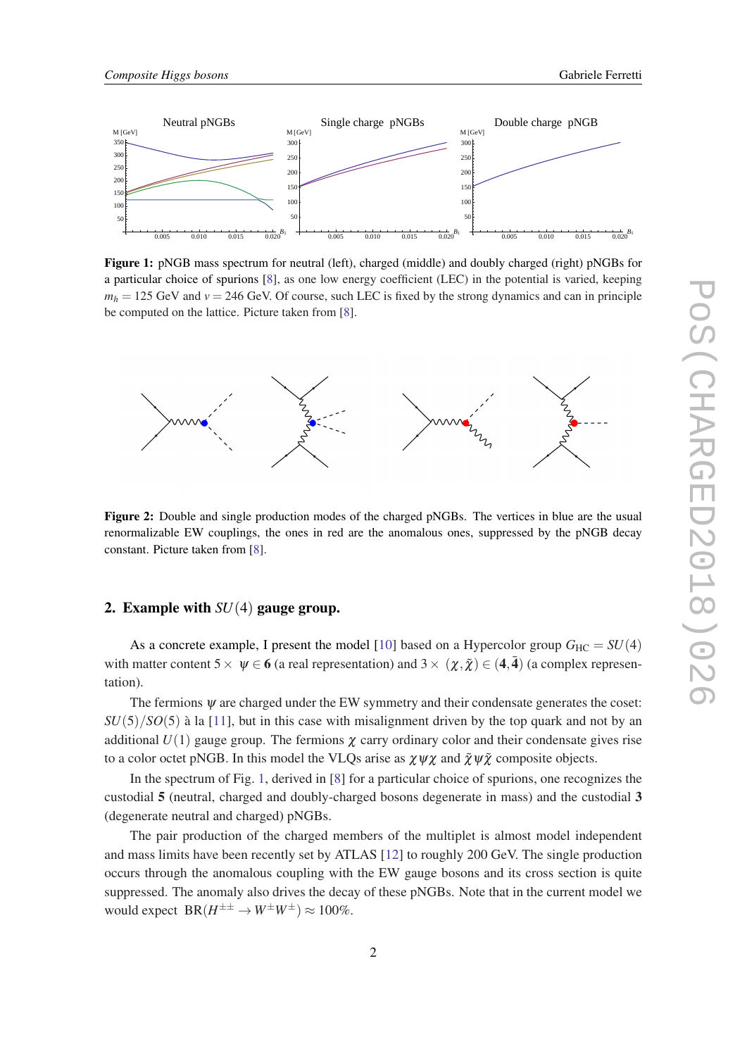**Figure 1:** pNGB mass spectrum for neutral (left), charged (middle) and doubly charged (right) pNGBs for a particular choice of spurions [8], as one low energy coefficient (LEC) in the potential is varied, keeping $m_h = 125$ GeV and $v = 246$ GeV. Of course, such LEC is fixed by the strong dynamics and can in principle be computed on the lattice. Picture taken from [8].

**Figure 2:** Double and single production modes of the charged pNGBs. The vertices in blue are the usual renormalizable EW couplings, the ones in red are the anomalous ones, suppressed by the pNGB decay constant. Picture taken from [8].

## 2. Example with $SU(4)$ gauge group.

As a concrete example, I present the model [10] based on a Hypercolor group $G_{\rm HC} = SU(4)$ with matter content $5\times\ \psi \in \mathbf{6}$ (a real representation) and $3\times\ (\chi, \tilde{\chi}) \in (\mathbf{4}, \bar{\mathbf{4}})$ (a complex representation).

The fermions $\psi$ are charged under the EW symmetry and their condensate generates the coset: $SU(5)/SO(5)$ à la [11], but in this case with misalignment driven by the top quark and not by an additional $U(1)$ gauge group. The fermions $\chi$ carry ordinary color and their condensate gives rise to a color octet pNGB. In this model the VLQs arise as $\chi\psi\chi$ and $\tilde{\chi}\psi\tilde{\chi}$ composite objects.

In the spectrum of Fig. 1, derived in [8] for a particular choice of spurions, one recognizes the custodial $\mathbf{5}$ (neutral, charged and doubly-charged bosons degenerate in mass) and the custodial $\mathbf{3}$ (degenerate neutral and charged) pNGBs.

The pair production of the charged members of the multiplet is almost model independent and mass limits have been recently set by ATLAS [12] to roughly 200 GeV. The single production occurs through the anomalous coupling with the EW gauge bosons and its cross section is quite suppressed. The anomaly also drives the decay of these pNGBs. Note that in the current model we would expect $\mathrm{BR}(H^{\pm\pm} \to W^{\pm}W^{\pm}) \approx 100\%$.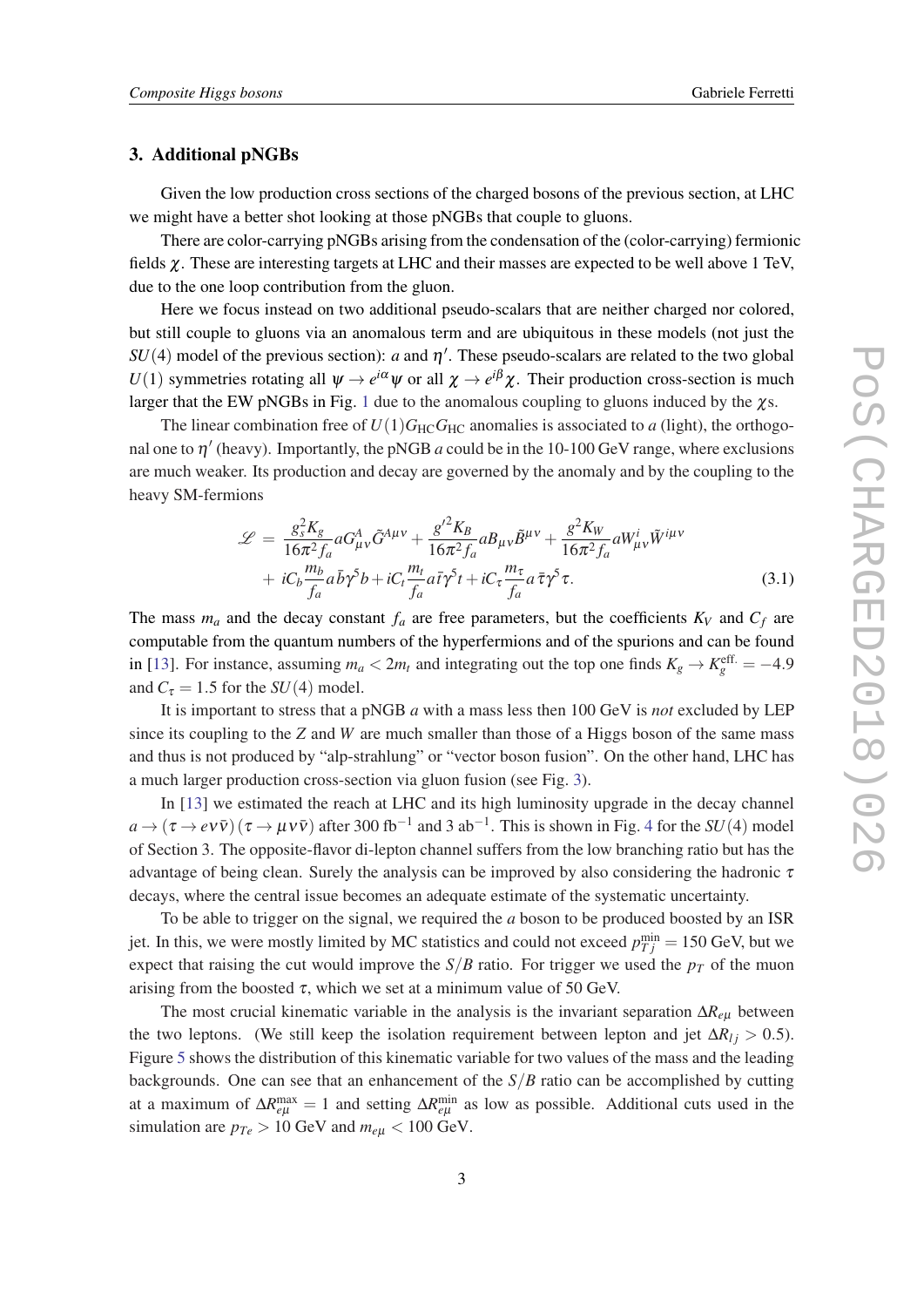## 3. Additional pNGBs

Given the low production cross sections of the charged bosons of the previous section, at LHC we might have a better shot looking at those pNGBs that couple to gluons.

There are color-carrying pNGBs arising from the condensation of the (color-carrying) fermionic fields $\chi$. These are interesting targets at LHC and their masses are expected to be well above 1 TeV, due to the one loop contribution from the gluon.

Here we focus instead on two additional pseudo-scalars that are neither charged nor colored, but still couple to gluons via an anomalous term and are ubiquitous in these models (not just the $SU(4)$ model of the previous section): $a$ and $\eta'$. These pseudo-scalars are related to the two global $U(1)$ symmetries rotating all $\psi \to e^{i\alpha}\psi$ or all $\chi \to e^{i\beta}\chi$. Their production cross-section is much larger that the EW pNGBs in Fig. 1 due to the anomalous coupling to gluons induced by the $\chi$s.

The linear combination free of $U(1)G_{\mathrm{HC}}G_{\mathrm{HC}}$ anomalies is associated to $a$ (light), the orthogonal one to $\eta'$ (heavy). Importantly, the pNGB $a$ could be in the 10-100 GeV range, where exclusions are much weaker. Its production and decay are governed by the anomaly and by the coupling to the heavy SM-fermions

$$
\begin{aligned}
\mathscr{L} = \; & \frac{g_s^2 K_g}{16\pi^2 f_a} a G^A_{\mu\nu}\tilde{G}^{A\mu\nu} + \frac{g'^2 K_B}{16\pi^2 f_a} a B_{\mu\nu}\tilde{B}^{\mu\nu} + \frac{g^2 K_W}{16\pi^2 f_a} a W^i_{\mu\nu}\tilde{W}^{i\mu\nu} \\
& + iC_b \frac{m_b}{f_a} a\bar{b}\gamma^5 b + iC_t \frac{m_t}{f_a} a\bar{t}\gamma^5 t + iC_\tau \frac{m_\tau}{f_a} a\bar{\tau}\gamma^5\tau.
\end{aligned} \tag{3.1}
$$

The mass $m_a$ and the decay constant $f_a$ are free parameters, but the coefficients $K_V$ and $C_f$ are computable from the quantum numbers of the hyperfermions and of the spurions and can be found in [13]. For instance, assuming $m_a < 2m_t$ and integrating out the top one finds $K_g \to K_g^{\mathrm{eff.}} = -4.9$ and $C_\tau = 1.5$ for the $SU(4)$ model.

It is important to stress that a pNGB $a$ with a mass less then 100 GeV is *not* excluded by LEP since its coupling to the $Z$ and $W$ are much smaller than those of a Higgs boson of the same mass and thus is not produced by "alp-strahlung" or "vector boson fusion". On the other hand, LHC has a much larger production cross-section via gluon fusion (see Fig. 3).

In [13] we estimated the reach at LHC and its high luminosity upgrade in the decay channel $a \to (\tau \to e\nu\bar{\nu})(\tau \to \mu\nu\bar{\nu})$ after 300 fb$^{-1}$ and 3 ab$^{-1}$. This is shown in Fig. 4 for the $SU(4)$ model of Section 3. The opposite-flavor di-lepton channel suffers from the low branching ratio but has the advantage of being clean. Surely the analysis can be improved by also considering the hadronic $\tau$ decays, where the central issue becomes an adequate estimate of the systematic uncertainty.

To be able to trigger on the signal, we required the $a$ boson to be produced boosted by an ISR jet. In this, we were mostly limited by MC statistics and could not exceed $p_{Tj}^{\mathrm{min}} = 150$ GeV, but we expect that raising the cut would improve the $S/B$ ratio. For trigger we used the $p_T$ of the muon arising from the boosted $\tau$, which we set at a minimum value of 50 GeV.

The most crucial kinematic variable in the analysis is the invariant separation $\Delta R_{e\mu}$ between the two leptons. (We still keep the isolation requirement between lepton and jet $\Delta R_{lj} > 0.5$). Figure 5 shows the distribution of this kinematic variable for two values of the mass and the leading backgrounds. One can see that an enhancement of the $S/B$ ratio can be accomplished by cutting at a maximum of $\Delta R_{e\mu}^{\mathrm{max}} = 1$ and setting $\Delta R_{e\mu}^{\mathrm{min}}$ as low as possible. Additional cuts used in the simulation are $p_{Te} > 10$ GeV and $m_{e\mu} < 100$ GeV.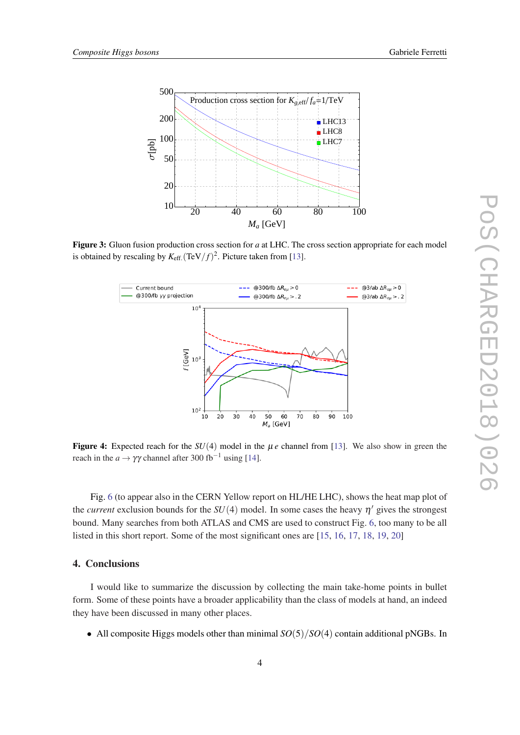**Figure 3:** Gluon fusion production cross section for $a$ at LHC. The cross section appropriate for each model is obtained by rescaling by $K_{\text{eff.}}(\text{TeV}/f)^2$. Picture taken from [13].

**Figure 4:** Expected reach for the $SU(4)$ model in the $\mu e$ channel from [13]. We also show in green the reach in the $a \to \gamma\gamma$ channel after 300 fb$^{-1}$ using [14].

Fig. 6 (to appear also in the CERN Yellow report on HL/HE LHC), shows the heat map plot of the *current* exclusion bounds for the $SU(4)$ model. In some cases the heavy $\eta'$ gives the strongest bound. Many searches from both ATLAS and CMS are used to construct Fig. 6, too many to be all listed in this short report. Some of the most significant ones are [15, 16, 17, 18, 19, 20]

## 4. Conclusions

I would like to summarize the discussion by collecting the main take-home points in bullet form. Some of these points have a broader applicability than the class of models at hand, an indeed they have been discussed in many other places.

- All composite Higgs models other than minimal $SO(5)/SO(4)$ contain additional pNGBs. In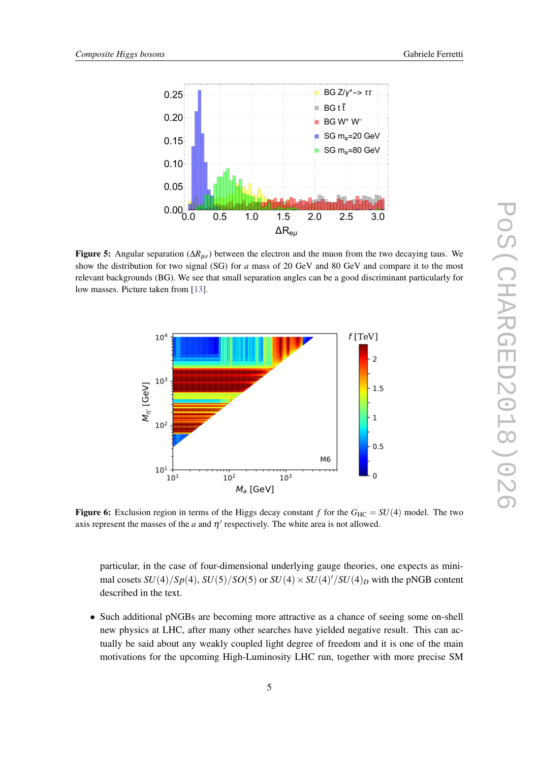**Figure 5:** Angular separation ($\Delta R_{\mu e}$) between the electron and the muon from the two decaying taus. We show the distribution for two signal (SG) for $a$ mass of 20 GeV and 80 GeV and compare it to the most relevant backgrounds (BG). We see that small separation angles can be a good discriminant particularly for low masses. Picture taken from [13].

**Figure 6:** Exclusion region in terms of the Higgs decay constant $f$ for the $G_{\mathrm{HC}} = SU(4)$ model. The two axis represent the masses of the $a$ and $\eta'$ respectively. The white area is not allowed.

particular, in the case of four-dimensional underlying gauge theories, one expects as minimal cosets $SU(4)/Sp(4)$, $SU(5)/SO(5)$ or $SU(4) \times SU(4)'/SU(4)_D$ with the pNGB content described in the text.

- Such additional pNGBs are becoming more attractive as a chance of seeing some on-shell new physics at LHC, after many other searches have yielded negative result. This can actually be said about any weakly coupled light degree of freedom and it is one of the main motivations for the upcoming High-Luminosity LHC run, together with more precise SM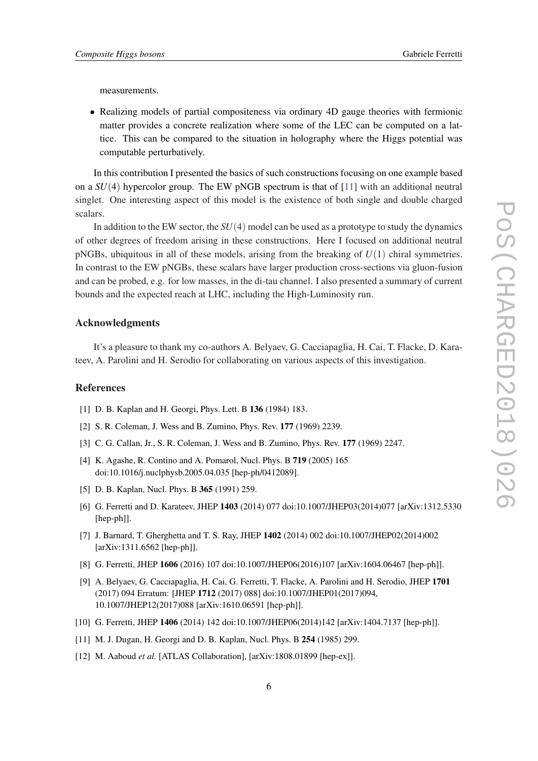measurements.

- Realizing models of partial compositeness via ordinary 4D gauge theories with fermionic matter provides a concrete realization where some of the LEC can be computed on a lattice. This can be compared to the situation in holography where the Higgs potential was computable perturbatively.

In this contribution I presented the basics of such constructions focusing on one example based on a $SU(4)$ hypercolor group. The EW pNGB spectrum is that of [11] with an additional neutral singlet. One interesting aspect of this model is the existence of both single and double charged scalars.

In addition to the EW sector, the $SU(4)$ model can be used as a prototype to study the dynamics of other degrees of freedom arising in these constructions. Here I focused on additional neutral pNGBs, ubiquitous in all of these models, arising from the breaking of $U(1)$ chiral symmetries. In contrast to the EW pNGBs, these scalars have larger production cross-sections via gluon-fusion and can be probed, e.g. for low masses, in the di-tau channel. I also presented a summary of current bounds and the expected reach at LHC, including the High-Luminosity run.

## Acknowledgments

It's a pleasure to thank my co-authors A. Belyaev, G. Cacciapaglia, H. Cai, T. Flacke, D. Karateev, A. Parolini and H. Serodio for collaborating on various aspects of this investigation.

## References

[1] D. B. Kaplan and H. Georgi, Phys. Lett. B **136** (1984) 183.

[2] S. R. Coleman, J. Wess and B. Zumino, Phys. Rev. **177** (1969) 2239.

[3] C. G. Callan, Jr., S. R. Coleman, J. Wess and B. Zumino, Phys. Rev. **177** (1969) 2247.

[4] K. Agashe, R. Contino and A. Pomarol, Nucl. Phys. B **719** (2005) 165 doi:10.1016/j.nuclphysb.2005.04.035 [hep-ph/0412089].

[5] D. B. Kaplan, Nucl. Phys. B **365** (1991) 259.

[6] G. Ferretti and D. Karateev, JHEP **1403** (2014) 077 doi:10.1007/JHEP03(2014)077 [arXiv:1312.5330 [hep-ph]].

[7] J. Barnard, T. Gherghetta and T. S. Ray, JHEP **1402** (2014) 002 doi:10.1007/JHEP02(2014)002 [arXiv:1311.6562 [hep-ph]].

[8] G. Ferretti, JHEP **1606** (2016) 107 doi:10.1007/JHEP06(2016)107 [arXiv:1604.06467 [hep-ph]].

[9] A. Belyaev, G. Cacciapaglia, H. Cai, G. Ferretti, T. Flacke, A. Parolini and H. Serodio, JHEP **1701** (2017) 094 Erratum: [JHEP **1712** (2017) 088] doi:10.1007/JHEP01(2017)094, 10.1007/JHEP12(2017)088 [arXiv:1610.06591 [hep-ph]].

[10] G. Ferretti, JHEP **1406** (2014) 142 doi:10.1007/JHEP06(2014)142 [arXiv:1404.7137 [hep-ph]].

[11] M. J. Dugan, H. Georgi and D. B. Kaplan, Nucl. Phys. B **254** (1985) 299.

[12] M. Aaboud *et al.* [ATLAS Collaboration], [arXiv:1808.01899 [hep-ex]].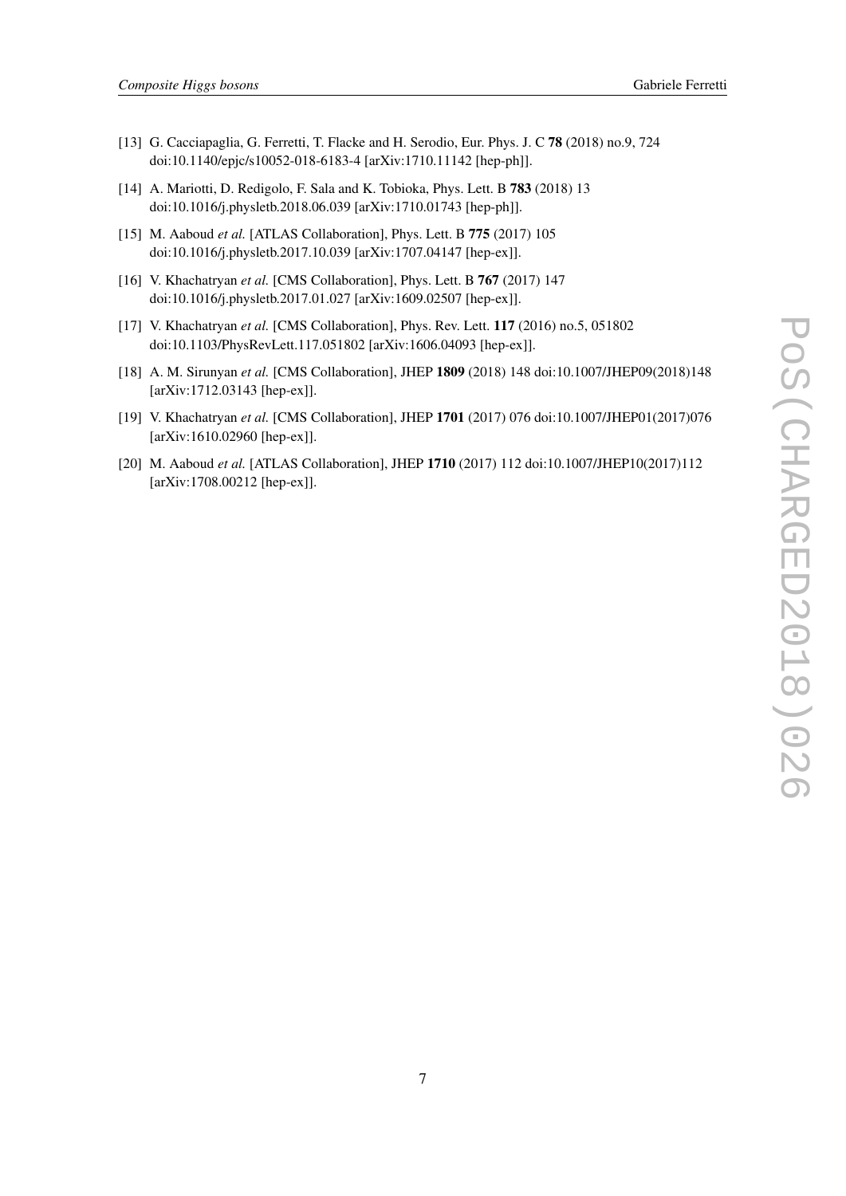[13] G. Cacciapaglia, G. Ferretti, T. Flacke and H. Serodio, Eur. Phys. J. C **78** (2018) no.9, 724 doi:10.1140/epjc/s10052-018-6183-4 [arXiv:1710.11142 [hep-ph]].

[14] A. Mariotti, D. Redigolo, F. Sala and K. Tobioka, Phys. Lett. B **783** (2018) 13 doi:10.1016/j.physletb.2018.06.039 [arXiv:1710.01743 [hep-ph]].

[15] M. Aaboud *et al.* [ATLAS Collaboration], Phys. Lett. B **775** (2017) 105 doi:10.1016/j.physletb.2017.10.039 [arXiv:1707.04147 [hep-ex]].

[16] V. Khachatryan *et al.* [CMS Collaboration], Phys. Lett. B **767** (2017) 147 doi:10.1016/j.physletb.2017.01.027 [arXiv:1609.02507 [hep-ex]].

[17] V. Khachatryan *et al.* [CMS Collaboration], Phys. Rev. Lett. **117** (2016) no.5, 051802 doi:10.1103/PhysRevLett.117.051802 [arXiv:1606.04093 [hep-ex]].

[18] A. M. Sirunyan *et al.* [CMS Collaboration], JHEP **1809** (2018) 148 doi:10.1007/JHEP09(2018)148 [arXiv:1712.03143 [hep-ex]].

[19] V. Khachatryan *et al.* [CMS Collaboration], JHEP **1701** (2017) 076 doi:10.1007/JHEP01(2017)076 [arXiv:1610.02960 [hep-ex]].

[20] M. Aaboud *et al.* [ATLAS Collaboration], JHEP **1710** (2017) 112 doi:10.1007/JHEP10(2017)112 [arXiv:1708.00212 [hep-ex]].